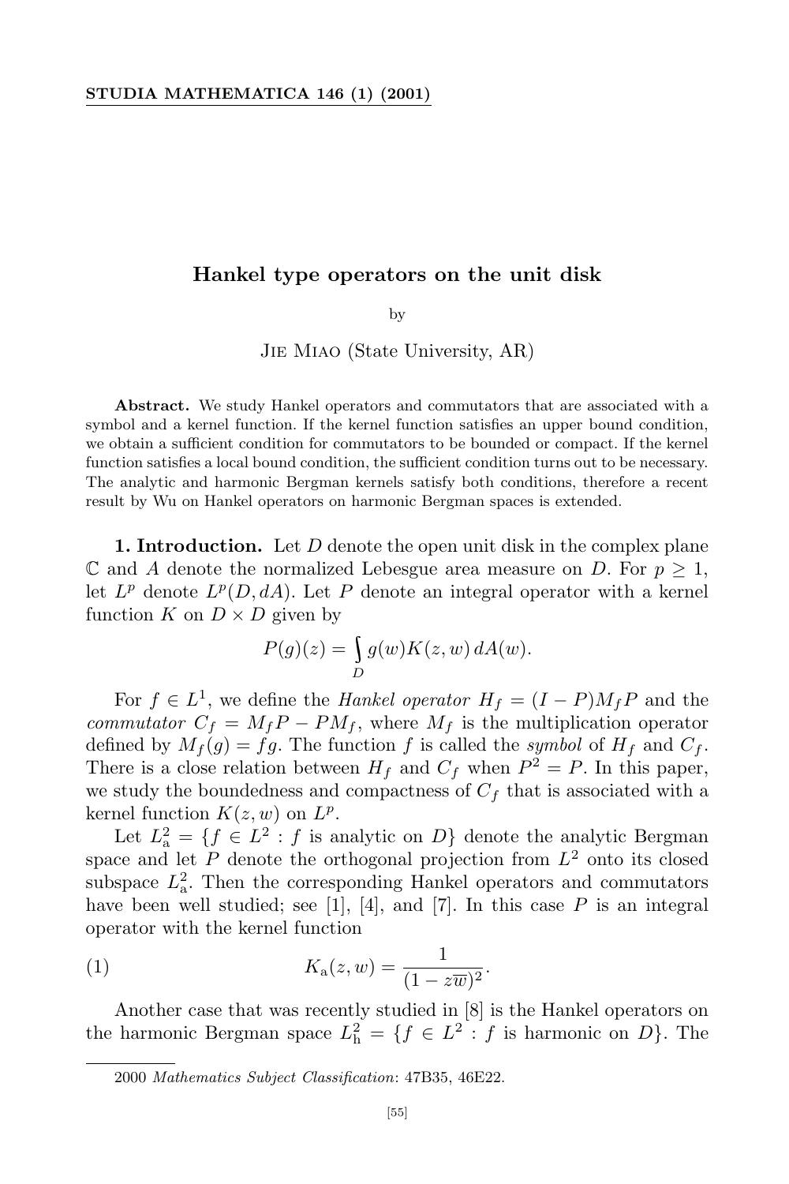# Hankel type operators on the unit disk

by

Jie Miao (State University, AR)

**Abstract.** We study Hankel operators and commutators that are associated with a symbol and a kernel function. If the kernel function satisfies an upper bound condition, we obtain a sufficient condition for commutators to be bounded or compact. If the kernel function satisfies a local bound condition, the sufficient condition turns out to be necessary. The analytic and harmonic Bergman kernels satisfy both conditions, therefore a recent result by Wu on Hankel operators on harmonic Bergman spaces is extended.

**1. Introduction.** Let $D$ denote the open unit disk in the complex plane $\mathbb{C}$ and $A$ denote the normalized Lebesgue area measure on $D$. For $p \geq 1$, let $L^p$ denote $L^p(D, dA)$. Let $P$ denote an integral operator with a kernel function $K$ on $D \times D$ given by

$$P(g)(z) = \int_D g(w)K(z,w)\,dA(w).$$

For $f \in L^1$, we define the *Hankel operator* $H_f = (I - P)M_f P$ and the *commutator* $C_f = M_f P - P M_f$, where $M_f$ is the multiplication operator defined by $M_f(g) = fg$. The function $f$ is called the *symbol* of $H_f$ and $C_f$. There is a close relation between $H_f$ and $C_f$ when $P^2 = P$. In this paper, we study the boundedness and compactness of $C_f$ that is associated with a kernel function $K(z,w)$ on $L^p$.

Let $L^2_{\mathrm{a}} = \{f \in L^2 : f \text{ is analytic on } D\}$ denote the analytic Bergman space and let $P$ denote the orthogonal projection from $L^2$ onto its closed subspace $L^2_{\mathrm{a}}$. Then the corresponding Hankel operators and commutators have been well studied; see [1], [4], and [7]. In this case $P$ is an integral operator with the kernel function

$$K_{\mathrm{a}}(z,w) = \frac{1}{(1 - z\overline{w})^2}. \tag{1}$$

Another case that was recently studied in [8] is the Hankel operators on the harmonic Bergman space $L^2_{\mathrm{h}} = \{f \in L^2 : f \text{ is harmonic on } D\}$. The

2000 *Mathematics Subject Classification*: 47B35, 46E22.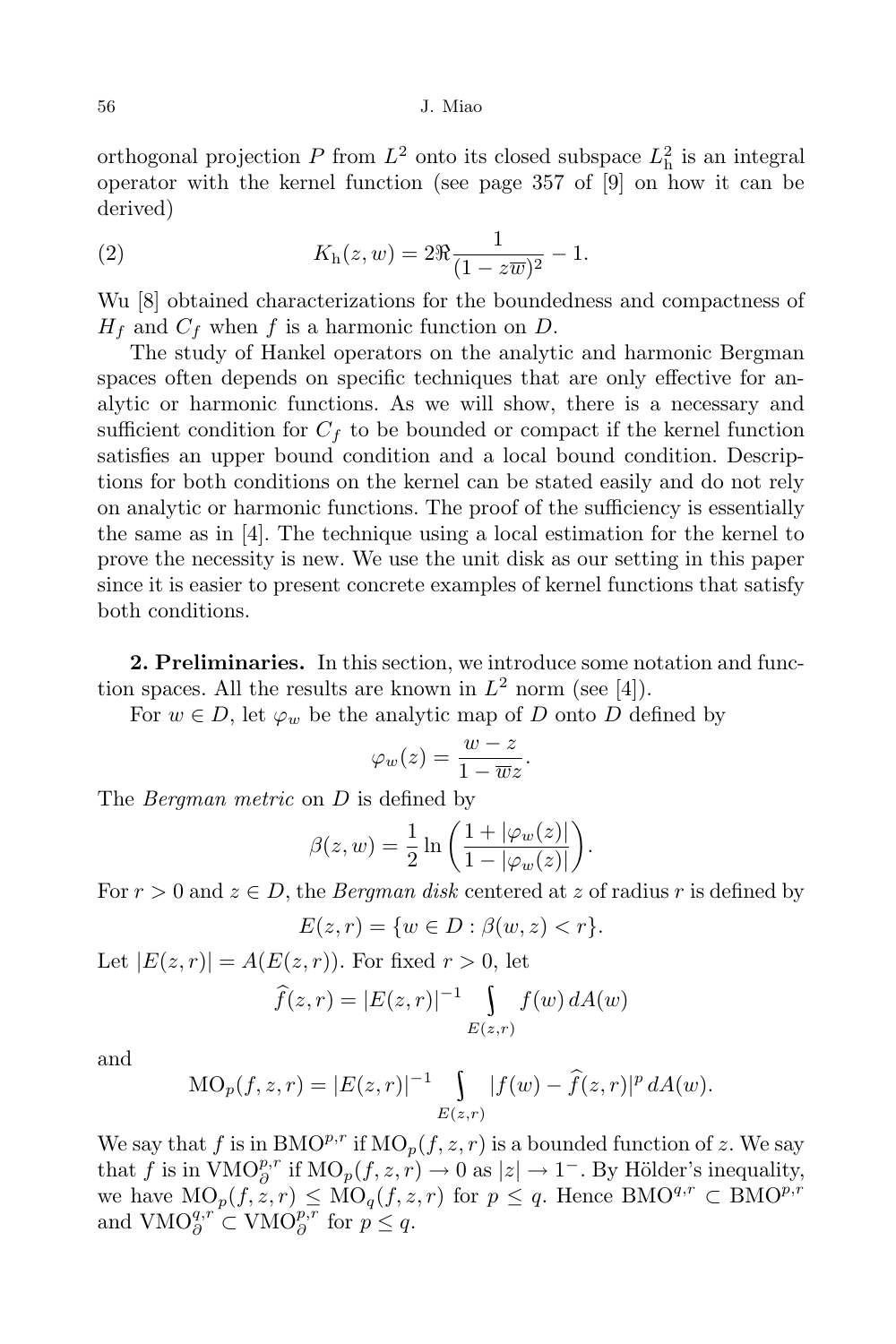orthogonal projection $P$ from $L^2$ onto its closed subspace $L^2_{\mathrm{h}}$ is an integral operator with the kernel function (see page 357 of [9] on how it can be derived)

$$K_{\mathrm{h}}(z,w) = 2\Re \frac{1}{(1-z\overline{w})^2} - 1. \tag{2}$$

Wu [8] obtained characterizations for the boundedness and compactness of $H_f$ and $C_f$ when $f$ is a harmonic function on $D$.

The study of Hankel operators on the analytic and harmonic Bergman spaces often depends on specific techniques that are only effective for analytic or harmonic functions. As we will show, there is a necessary and sufficient condition for $C_f$ to be bounded or compact if the kernel function satisfies an upper bound condition and a local bound condition. Descriptions for both conditions on the kernel can be stated easily and do not rely on analytic or harmonic functions. The proof of the sufficiency is essentially the same as in [4]. The technique using a local estimation for the kernel to prove the necessity is new. We use the unit disk as our setting in this paper since it is easier to present concrete examples of kernel functions that satisfy both conditions.

**2. Preliminaries.** In this section, we introduce some notation and function spaces. All the results are known in $L^2$ norm (see [4]).

For $w \in D$, let $\varphi_w$ be the analytic map of $D$ onto $D$ defined by

$$\varphi_w(z) = \frac{w-z}{1-\overline{w}z}.$$

The *Bergman metric* on $D$ is defined by

$$\beta(z,w) = \frac{1}{2}\ln\left(\frac{1+|\varphi_w(z)|}{1-|\varphi_w(z)|}\right).$$

For $r > 0$ and $z \in D$, the *Bergman disk* centered at $z$ of radius $r$ is defined by

$$E(z,r) = \{w \in D : \beta(w,z) < r\}.$$

Let $|E(z,r)| = A(E(z,r))$. For fixed $r > 0$, let

$$\widehat{f}(z,r) = |E(z,r)|^{-1} \int_{E(z,r)} f(w)\, dA(w)$$

and

$$\mathrm{MO}_p(f,z,r) = |E(z,r)|^{-1} \int_{E(z,r)} |f(w) - \widehat{f}(z,r)|^p \, dA(w).$$

We say that $f$ is in $\mathrm{BMO}^{p,r}$ if $\mathrm{MO}_p(f,z,r)$ is a bounded function of $z$. We say that $f$ is in $\mathrm{VMO}^{p,r}_{\partial}$ if $\mathrm{MO}_p(f,z,r) \to 0$ as $|z| \to 1^-$. By Hölder's inequality, we have $\mathrm{MO}_p(f,z,r) \le \mathrm{MO}_q(f,z,r)$ for $p \le q$. Hence $\mathrm{BMO}^{q,r} \subset \mathrm{BMO}^{p,r}$ and $\mathrm{VMO}^{q,r}_{\partial} \subset \mathrm{VMO}^{p,r}_{\partial}$ for $p \le q$.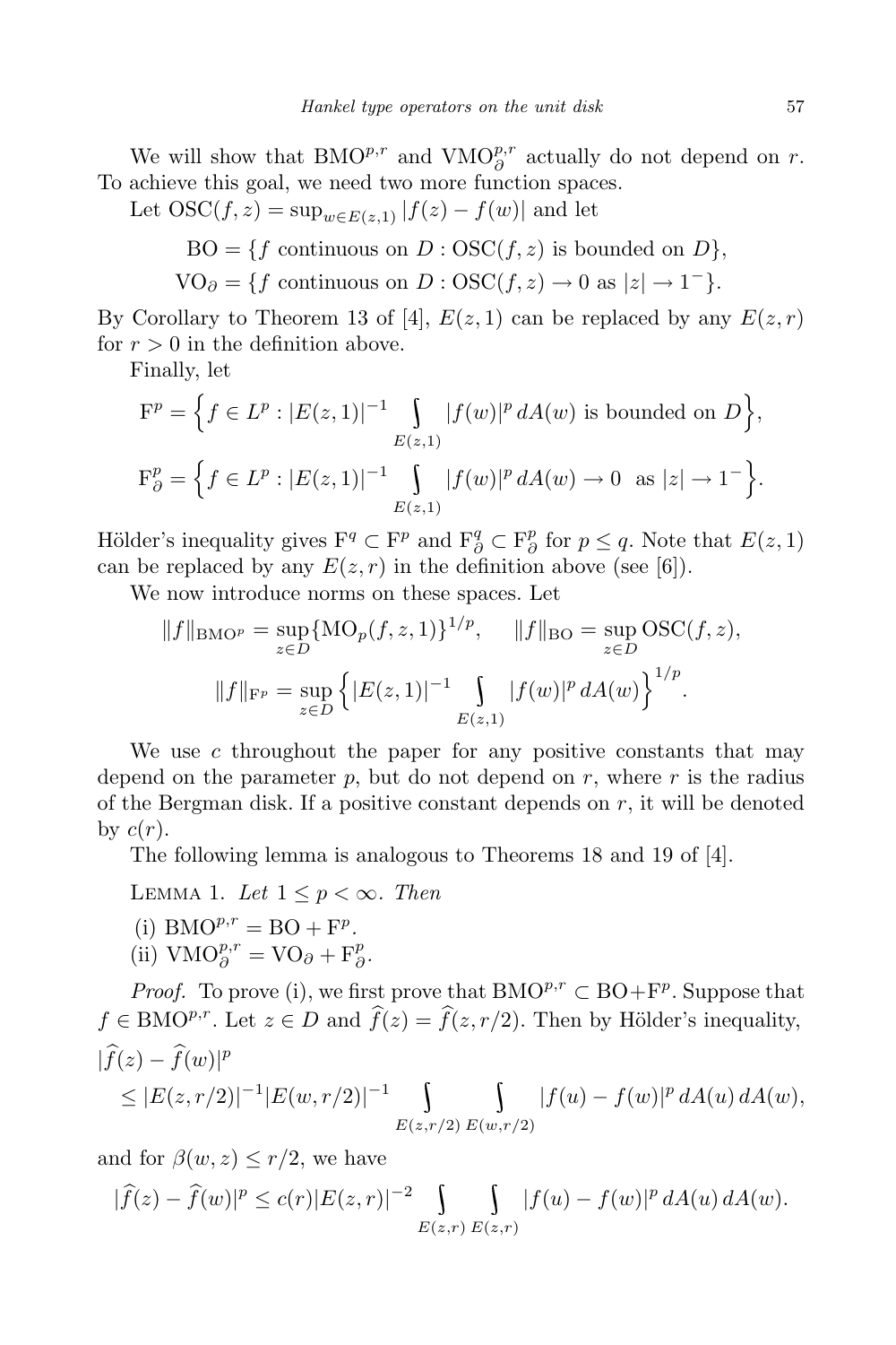We will show that $\mathrm{BMO}^{p,r}$ and $\mathrm{VMO}_\partial^{p,r}$ actually do not depend on $r$. To achieve this goal, we need two more function spaces.

Let $\mathrm{OSC}(f,z) = \sup_{w\in E(z,1)} |f(z) - f(w)|$ and let

$$\mathrm{BO} = \{f \text{ continuous on } D : \mathrm{OSC}(f,z) \text{ is bounded on } D\},$$
$$\mathrm{VO}_\partial = \{f \text{ continuous on } D : \mathrm{OSC}(f,z) \to 0 \text{ as } |z| \to 1^-\}.$$

By Corollary to Theorem 13 of [4], $E(z,1)$ can be replaced by any $E(z,r)$ for $r > 0$ in the definition above.

Finally, let

$$\mathrm{F}^p = \Big\{ f \in L^p : |E(z,1)|^{-1} \int_{E(z,1)} |f(w)|^p \, dA(w) \text{ is bounded on } D \Big\},$$
$$\mathrm{F}^p_\partial = \Big\{ f \in L^p : |E(z,1)|^{-1} \int_{E(z,1)} |f(w)|^p \, dA(w) \to 0 \ \text{ as } |z| \to 1^- \Big\}.$$

Hölder's inequality gives $\mathrm{F}^q \subset \mathrm{F}^p$ and $\mathrm{F}^q_\partial \subset \mathrm{F}^p_\partial$ for $p \le q$. Note that $E(z,1)$ can be replaced by any $E(z,r)$ in the definition above (see [6]).

We now introduce norms on these spaces. Let

$$\|f\|_{\mathrm{BMO}^p} = \sup_{z\in D} \{\mathrm{MO}_p(f,z,1)\}^{1/p}, \qquad \|f\|_{\mathrm{BO}} = \sup_{z\in D} \mathrm{OSC}(f,z),$$
$$\|f\|_{\mathrm{F}^p} = \sup_{z\in D} \Big\{ |E(z,1)|^{-1} \int_{E(z,1)} |f(w)|^p \, dA(w) \Big\}^{1/p}.$$

We use $c$ throughout the paper for any positive constants that may depend on the parameter $p$, but do not depend on $r$, where $r$ is the radius of the Bergman disk. If a positive constant depends on $r$, it will be denoted by $c(r)$.

The following lemma is analogous to Theorems 18 and 19 of [4].

Lemma 1. *Let $1 \le p < \infty$. Then*

(i) $\mathrm{BMO}^{p,r} = \mathrm{BO} + \mathrm{F}^p$.

(ii) $\mathrm{VMO}_\partial^{p,r} = \mathrm{VO}_\partial + \mathrm{F}^p_\partial$.

*Proof.* To prove (i), we first prove that $\mathrm{BMO}^{p,r} \subset \mathrm{BO} + \mathrm{F}^p$. Suppose that $f \in \mathrm{BMO}^{p,r}$. Let $z \in D$ and $\widehat{f}(z) = \widehat{f}(z, r/2)$. Then by Hölder's inequality,

$$|\widehat{f}(z) - \widehat{f}(w)|^p \le |E(z,r/2)|^{-1} |E(w,r/2)|^{-1} \int_{E(z,r/2)} \int_{E(w,r/2)} |f(u) - f(w)|^p \, dA(u) \, dA(w),$$

and for $\beta(w,z) \le r/2$, we have

$$|\widehat{f}(z) - \widehat{f}(w)|^p \le c(r) |E(z,r)|^{-2} \int_{E(z,r)} \int_{E(z,r)} |f(u) - f(w)|^p \, dA(u) \, dA(w).$$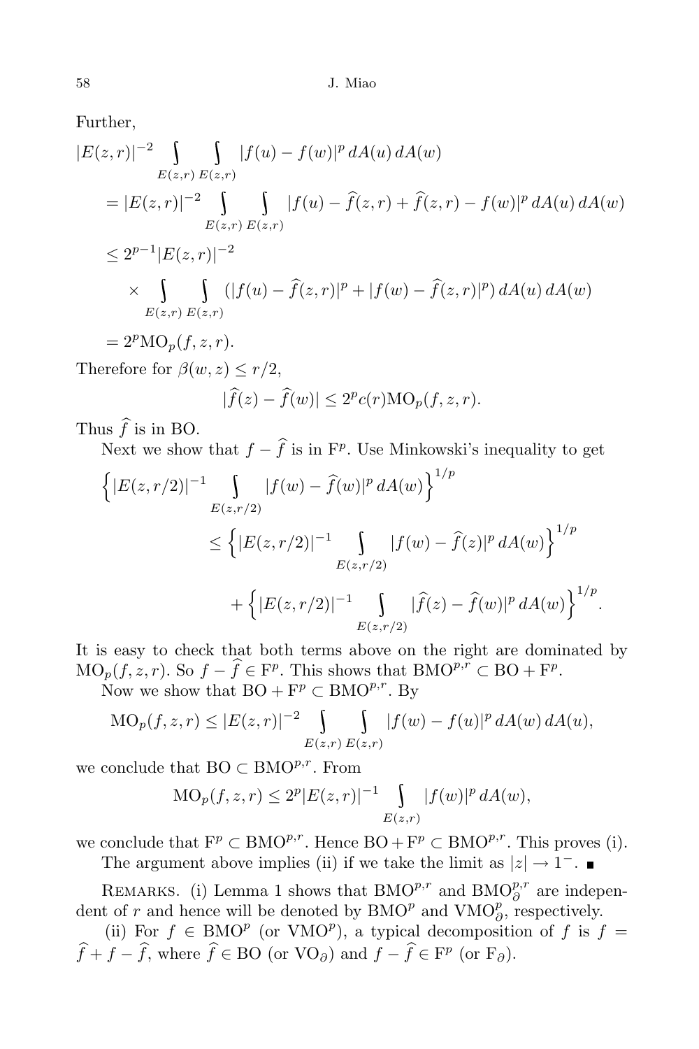Further,

$$
\begin{aligned}
&|E(z,r)|^{-2} \int\limits_{E(z,r)} \int\limits_{E(z,r)} |f(u)-f(w)|^p \, dA(u)\, dA(w) \\
&= |E(z,r)|^{-2} \int\limits_{E(z,r)} \int\limits_{E(z,r)} |f(u)-\widehat{f}(z,r)+\widehat{f}(z,r)-f(w)|^p \, dA(u)\, dA(w) \\
&\le 2^{p-1}|E(z,r)|^{-2} \\
&\quad \times \int\limits_{E(z,r)} \int\limits_{E(z,r)} (|f(u)-\widehat{f}(z,r)|^p + |f(w)-\widehat{f}(z,r)|^p)\, dA(u)\, dA(w) \\
&= 2^p \mathrm{MO}_p(f,z,r).
\end{aligned}
$$

Therefore for $\beta(w,z) \le r/2$,

$$
|\widehat{f}(z) - \widehat{f}(w)| \le 2^p c(r) \mathrm{MO}_p(f,z,r).
$$

Thus $\widehat{f}$ is in BO.

Next we show that $f - \widehat{f}$ is in $\mathrm{F}^p$. Use Minkowski's inequality to get

$$
\begin{aligned}
\Big\{ |E(z,r/2)|^{-1} &\int\limits_{E(z,r/2)} |f(w)-\widehat{f}(w)|^p \, dA(w) \Big\}^{1/p} \\
&\le \Big\{ |E(z,r/2)|^{-1} \int\limits_{E(z,r/2)} |f(w)-\widehat{f}(z)|^p \, dA(w) \Big\}^{1/p} \\
&\quad + \Big\{ |E(z,r/2)|^{-1} \int\limits_{E(z,r/2)} |\widehat{f}(z)-\widehat{f}(w)|^p \, dA(w) \Big\}^{1/p}.
\end{aligned}
$$

It is easy to check that both terms above on the right are dominated by $\mathrm{MO}_p(f,z,r)$. So $f - \widehat{f} \in \mathrm{F}^p$. This shows that $\mathrm{BMO}^{p,r} \subset \mathrm{BO} + \mathrm{F}^p$.

Now we show that $\mathrm{BO} + \mathrm{F}^p \subset \mathrm{BMO}^{p,r}$. By

$$
\mathrm{MO}_p(f,z,r) \le |E(z,r)|^{-2} \int\limits_{E(z,r)} \int\limits_{E(z,r)} |f(w)-f(u)|^p \, dA(w)\, dA(u),
$$

we conclude that $\mathrm{BO} \subset \mathrm{BMO}^{p,r}$. From

$$
\mathrm{MO}_p(f,z,r) \le 2^p |E(z,r)|^{-1} \int\limits_{E(z,r)} |f(w)|^p \, dA(w),
$$

we conclude that $\mathrm{F}^p \subset \mathrm{BMO}^{p,r}$. Hence $\mathrm{BO} + \mathrm{F}^p \subset \mathrm{BMO}^{p,r}$. This proves (i).

The argument above implies (ii) if we take the limit as $|z| \to 1^-$. ■

Remarks. (i) Lemma 1 shows that $\mathrm{BMO}^{p,r}$ and $\mathrm{BMO}^{p,r}_\partial$ are independent of $r$ and hence will be denoted by $\mathrm{BMO}^p$ and $\mathrm{VMO}^p_\partial$, respectively.

(ii) For $f \in \mathrm{BMO}^p$ (or $\mathrm{VMO}^p$), a typical decomposition of $f$ is $f = \widehat{f} + f - \widehat{f}$, where $\widehat{f} \in \mathrm{BO}$ (or $\mathrm{VO}_\partial$) and $f - \widehat{f} \in \mathrm{F}^p$ (or $\mathrm{F}_\partial$).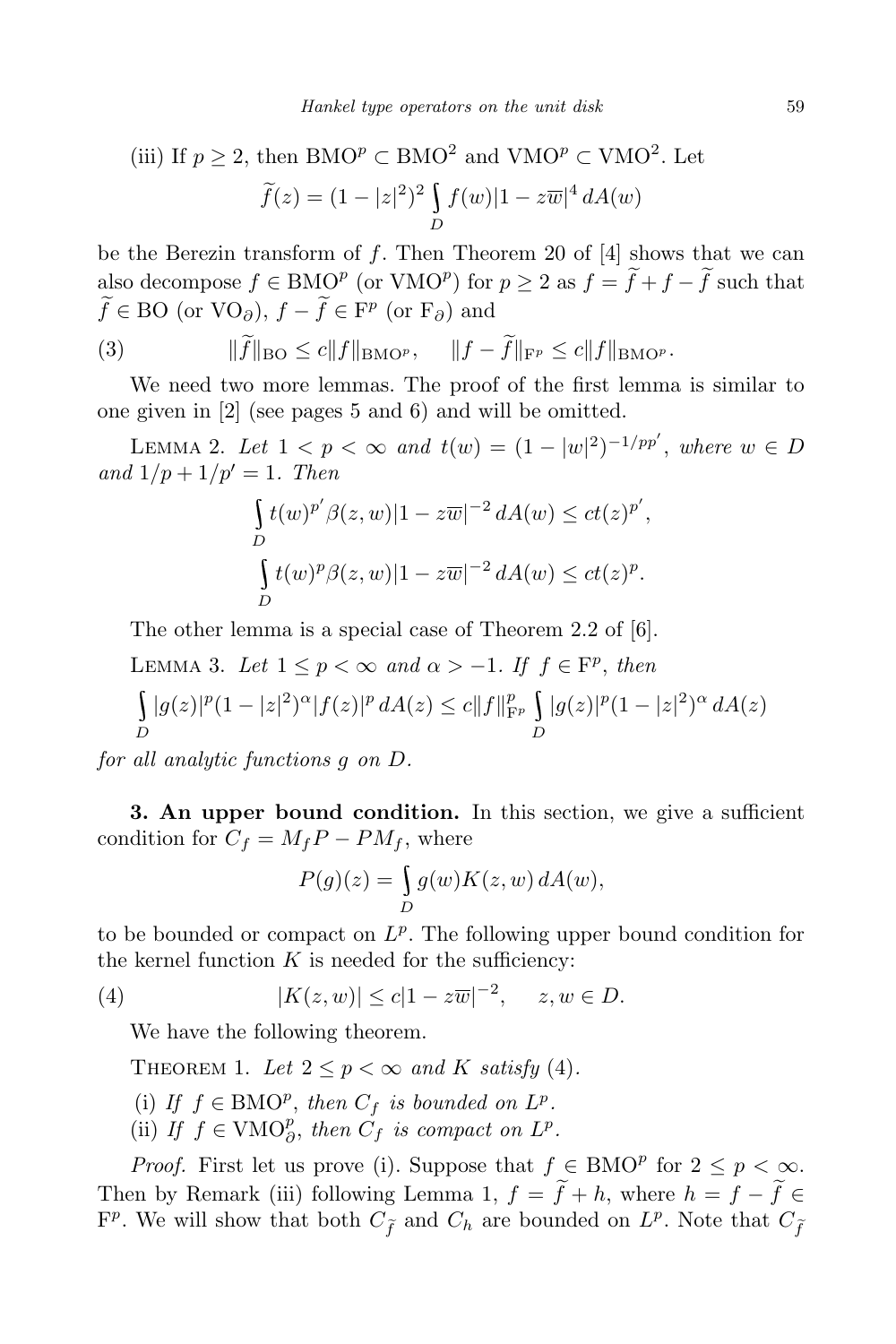(iii) If $p \geq 2$, then $\mathrm{BMO}^p \subset \mathrm{BMO}^2$ and $\mathrm{VMO}^p \subset \mathrm{VMO}^2$. Let

$$\widetilde{f}(z) = (1-|z|^2)^2 \int_D f(w)|1-z\overline{w}|^4 \, dA(w)$$

be the Berezin transform of $f$. Then Theorem 20 of [4] shows that we can also decompose $f \in \mathrm{BMO}^p$ (or $\mathrm{VMO}^p$) for $p \geq 2$ as $f = \widetilde{f} + f - \widetilde{f}$ such that $\widetilde{f} \in \mathrm{BO}$ (or $\mathrm{VO}_\partial$), $f - \widetilde{f} \in \mathrm{F}^p$ (or $\mathrm{F}_\partial$) and

$$\|\widetilde{f}\|_{\mathrm{BO}} \leq c\|f\|_{\mathrm{BMO}^p}, \quad \|f - \widetilde{f}\|_{\mathrm{F}^p} \leq c\|f\|_{\mathrm{BMO}^p}. \tag{3}$$

We need two more lemmas. The proof of the first lemma is similar to one given in [2] (see pages 5 and 6) and will be omitted.

Lemma 2. *Let $1 < p < \infty$ and $t(w) = (1-|w|^2)^{-1/pp'}$, where $w \in D$ and $1/p + 1/p' = 1$. Then*

$$\int_D t(w)^{p'} \beta(z,w)|1-z\overline{w}|^{-2} \, dA(w) \leq ct(z)^{p'},$$

$$\int_D t(w)^{p} \beta(z,w)|1-z\overline{w}|^{-2} \, dA(w) \leq ct(z)^{p}.$$

The other lemma is a special case of Theorem 2.2 of [6].

Lemma 3. *Let $1 \leq p < \infty$ and $\alpha > -1$. If $f \in \mathrm{F}^p$, then*

$$\int_D |g(z)|^p (1-|z|^2)^\alpha |f(z)|^p \, dA(z) \leq c\|f\|^p_{\mathrm{F}^p} \int_D |g(z)|^p (1-|z|^2)^\alpha \, dA(z)$$

*for all analytic functions $g$ on $D$.*

**3. An upper bound condition.** In this section, we give a sufficient condition for $C_f = M_f P - PM_f$, where

$$P(g)(z) = \int_D g(w)K(z,w) \, dA(w),$$

to be bounded or compact on $L^p$. The following upper bound condition for the kernel function $K$ is needed for the sufficiency:

$$|K(z,w)| \leq c|1-z\overline{w}|^{-2}, \quad z,w \in D. \tag{4}$$

We have the following theorem.

Theorem 1. *Let $2 \leq p < \infty$ and $K$ satisfy* (4).

(i) *If $f \in \mathrm{BMO}^p$, then $C_f$ is bounded on $L^p$.*

(ii) *If $f \in \mathrm{VMO}^p_\partial$, then $C_f$ is compact on $L^p$.*

*Proof.* First let us prove (i). Suppose that $f \in \mathrm{BMO}^p$ for $2 \leq p < \infty$. Then by Remark (iii) following Lemma 1, $f = \widetilde{f} + h$, where $h = f - \widetilde{f} \in \mathrm{F}^p$. We will show that both $C_{\widetilde{f}}$ and $C_h$ are bounded on $L^p$. Note that $C_{\widetilde{f}}$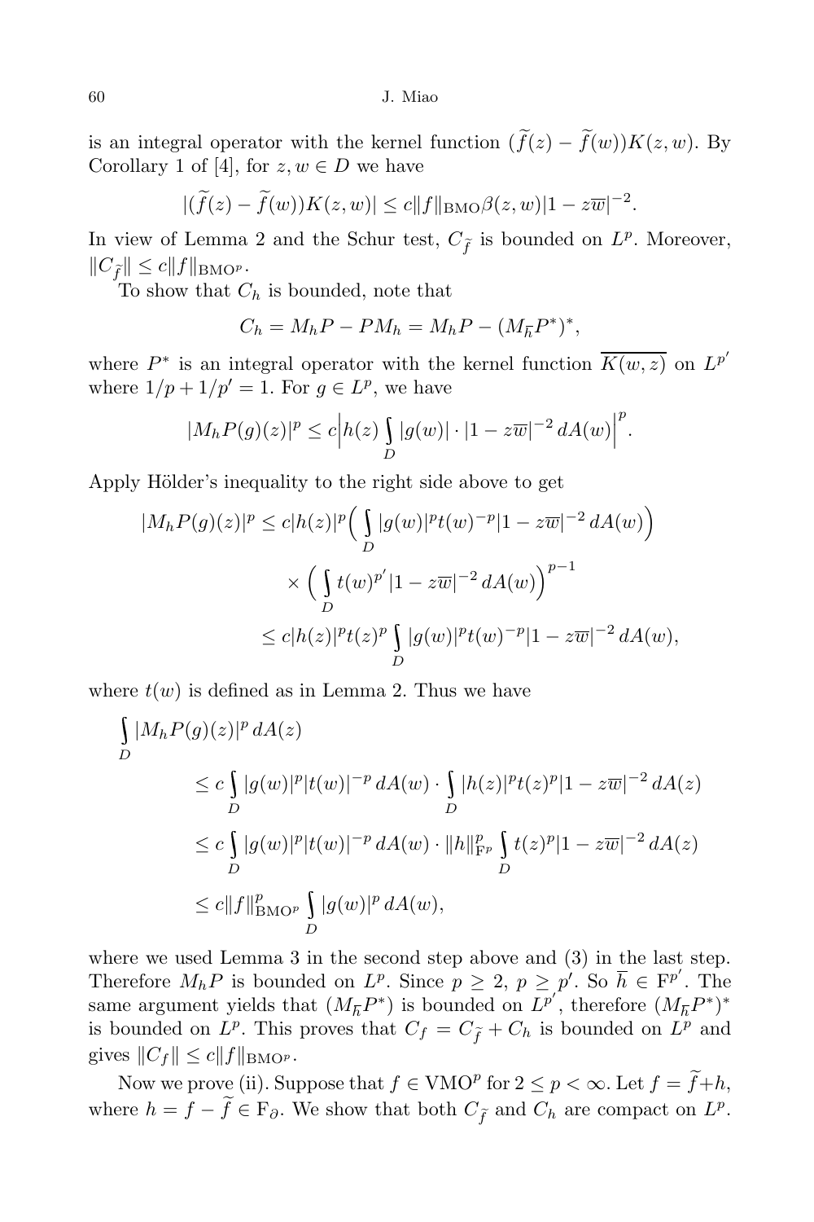is an integral operator with the kernel function $(\widetilde{f}(z) - \widetilde{f}(w))K(z,w)$. By Corollary 1 of [4], for $z, w \in D$ we have

$$|(\widetilde{f}(z) - \widetilde{f}(w))K(z,w)| \leq c\|f\|_{\mathrm{BMO}}\beta(z,w)|1 - z\overline{w}|^{-2}.$$

In view of Lemma 2 and the Schur test, $C_{\widetilde{f}}$ is bounded on $L^p$. Moreover, $\|C_{\widetilde{f}}\| \leq c\|f\|_{\mathrm{BMO}^p}$.

To show that $C_h$ is bounded, note that

$$C_h = M_h P - P M_h = M_h P - (M_{\overline{h}} P^*)^*,$$

where $P^*$ is an integral operator with the kernel function $\overline{K(w,z)}$ on $L^{p'}$ where $1/p + 1/p' = 1$. For $g \in L^p$, we have

$$|M_h P(g)(z)|^p \leq c\Big|h(z) \int_D |g(w)| \cdot |1 - z\overline{w}|^{-2}\, dA(w)\Big|^p.$$

Apply Hölder's inequality to the right side above to get

$$\begin{aligned}
|M_h P(g)(z)|^p &\leq c|h(z)|^p \Big( \int_D |g(w)|^p t(w)^{-p} |1 - z\overline{w}|^{-2}\, dA(w)\Big) \\
&\quad \times \Big( \int_D t(w)^{p'} |1 - z\overline{w}|^{-2}\, dA(w)\Big)^{p-1} \\
&\leq c|h(z)|^p t(z)^p \int_D |g(w)|^p t(w)^{-p} |1 - z\overline{w}|^{-2}\, dA(w),
\end{aligned}$$

where $t(w)$ is defined as in Lemma 2. Thus we have

$$\begin{aligned}
\int_D &|M_h P(g)(z)|^p\, dA(z) \\
&\leq c \int_D |g(w)|^p |t(w)|^{-p}\, dA(w) \cdot \int_D |h(z)|^p t(z)^p |1 - z\overline{w}|^{-2}\, dA(z) \\
&\leq c \int_D |g(w)|^p |t(w)|^{-p}\, dA(w) \cdot \|h\|_{\mathrm{F}^p}^p \int_D t(z)^p |1 - z\overline{w}|^{-2}\, dA(z) \\
&\leq c\|f\|_{\mathrm{BMO}^p}^p \int_D |g(w)|^p\, dA(w),
\end{aligned}$$

where we used Lemma 3 in the second step above and (3) in the last step. Therefore $M_h P$ is bounded on $L^p$. Since $p \geq 2$, $p \geq p'$. So $\overline{h} \in \mathrm{F}^{p'}$. The same argument yields that $(M_{\overline{h}} P^*)$ is bounded on $L^{p'}$, therefore $(M_{\overline{h}} P^*)^*$ is bounded on $L^p$. This proves that $C_f = C_{\widetilde{f}} + C_h$ is bounded on $L^p$ and gives $\|C_f\| \leq c\|f\|_{\mathrm{BMO}^p}$.

Now we prove (ii). Suppose that $f \in \mathrm{VMO}^p$ for $2 \leq p < \infty$. Let $f = \widetilde{f} + h$, where $h = f - \widetilde{f} \in \mathrm{F}_\partial$. We show that both $C_{\widetilde{f}}$ and $C_h$ are compact on $L^p$.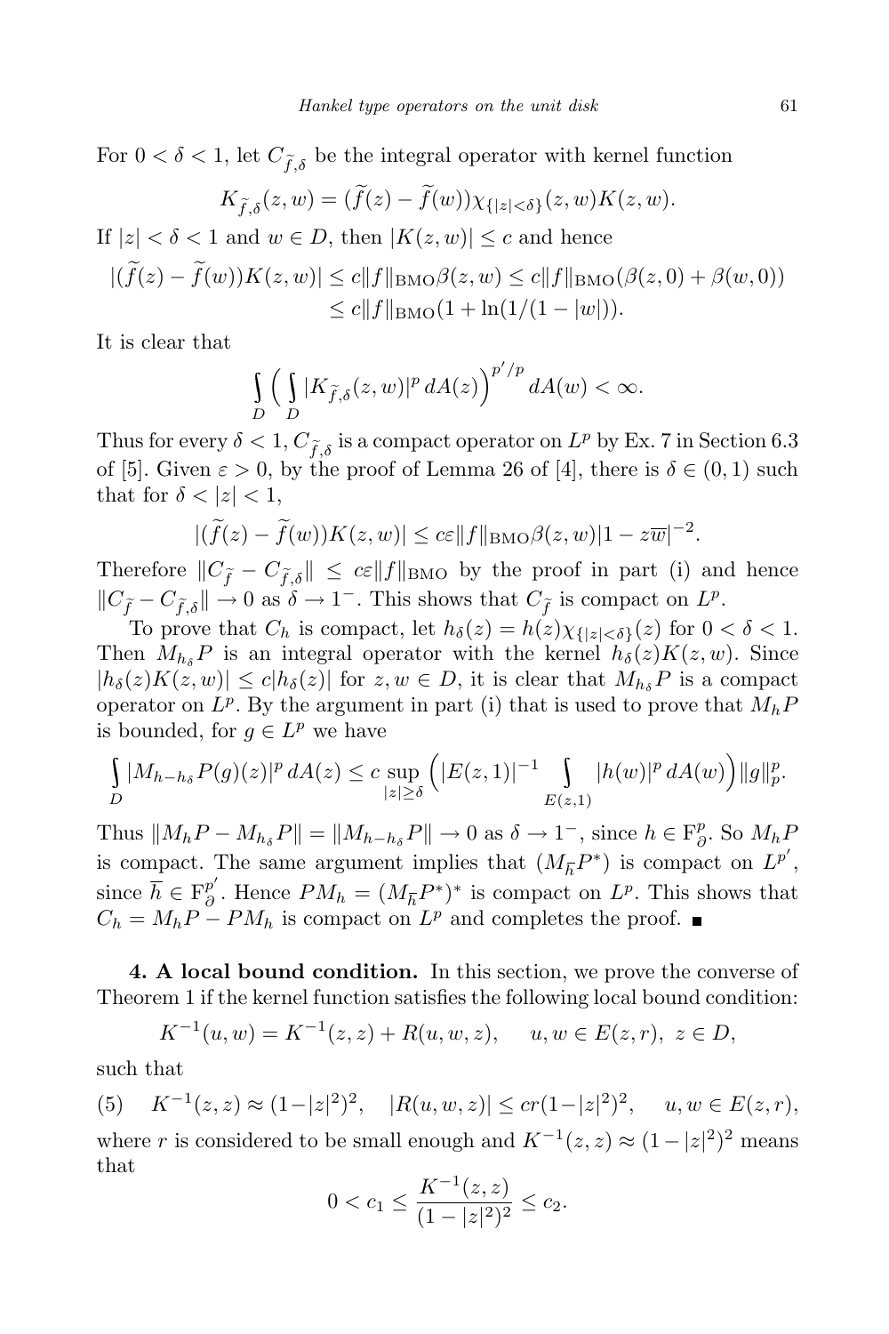For $0 < \delta < 1$, let $C_{\widetilde{f},\delta}$ be the integral operator with kernel function

$$K_{\widetilde{f},\delta}(z,w) = (\widetilde{f}(z) - \widetilde{f}(w))\chi_{\{|z|<\delta\}}(z,w)K(z,w).$$

If $|z| < \delta < 1$ and $w \in D$, then $|K(z,w)| \le c$ and hence

$$\begin{aligned}|(\widetilde{f}(z) - \widetilde{f}(w))K(z,w)| &\le c\|f\|_{\mathrm{BMO}}\beta(z,w) \le c\|f\|_{\mathrm{BMO}}(\beta(z,0) + \beta(w,0)) \\ &\le c\|f\|_{\mathrm{BMO}}(1 + \ln(1/(1-|w|)).\end{aligned}$$

It is clear that

$$\int_D \Big( \int_D |K_{\widetilde{f},\delta}(z,w)|^p \, dA(z)\Big)^{p'/p} dA(w) < \infty.$$

Thus for every $\delta < 1$, $C_{\widetilde{f},\delta}$ is a compact operator on $L^p$ by Ex. 7 in Section 6.3 of [5]. Given $\varepsilon > 0$, by the proof of Lemma 26 of [4], there is $\delta \in (0,1)$ such that for $\delta < |z| < 1$,

$$|(\widetilde{f}(z) - \widetilde{f}(w))K(z,w)| \le c\varepsilon\|f\|_{\mathrm{BMO}}\beta(z,w)|1 - z\overline{w}|^{-2}.$$

Therefore $\|C_{\widetilde{f}} - C_{\widetilde{f},\delta}\| \le c\varepsilon\|f\|_{\mathrm{BMO}}$ by the proof in part (i) and hence $\|C_{\widetilde{f}} - C_{\widetilde{f},\delta}\| \to 0$ as $\delta \to 1^-$. This shows that $C_{\widetilde{f}}$ is compact on $L^p$.

To prove that $C_h$ is compact, let $h_\delta(z) = h(z)\chi_{\{|z|<\delta\}}(z)$ for $0 < \delta < 1$. Then $M_{h_\delta}P$ is an integral operator with the kernel $h_\delta(z)K(z,w)$. Since $|h_\delta(z)K(z,w)| \le c|h_\delta(z)|$ for $z, w \in D$, it is clear that $M_{h_\delta}P$ is a compact operator on $L^p$. By the argument in part (i) that is used to prove that $M_hP$ is bounded, for $g \in L^p$ we have

$$\int_D |M_{h-h_\delta}P(g)(z)|^p \, dA(z) \le c \sup_{|z|\ge\delta}\Big(|E(z,1)|^{-1}\int_{E(z,1)} |h(w)|^p \, dA(w)\Big)\|g\|_p^p.$$

Thus $\|M_hP - M_{h_\delta}P\| = \|M_{h-h_\delta}P\| \to 0$ as $\delta \to 1^-$, since $h \in \mathrm{F}^p_\partial$. So $M_hP$ is compact. The same argument implies that $(M_{\overline{h}}P^*)$ is compact on $L^{p'}$, since $\overline{h} \in \mathrm{F}^{p'}_\partial$. Hence $PM_h = (M_{\overline{h}}P^*)^*$ is compact on $L^p$. This shows that $C_h = M_hP - PM_h$ is compact on $L^p$ and completes the proof. ∎

**4. A local bound condition.** In this section, we prove the converse of Theorem 1 if the kernel function satisfies the following local bound condition:

$$K^{-1}(u,w) = K^{-1}(z,z) + R(u,w,z), \quad u, w \in E(z,r),\ z \in D,$$

such that

$$(5) \quad K^{-1}(z,z) \approx (1-|z|^2)^2, \quad |R(u,w,z)| \le cr(1-|z|^2)^2, \quad u,w \in E(z,r),$$

where $r$ is considered to be small enough and $K^{-1}(z,z) \approx (1-|z|^2)^2$ means that

$$0 < c_1 \le \frac{K^{-1}(z,z)}{(1-|z|^2)^2} \le c_2.$$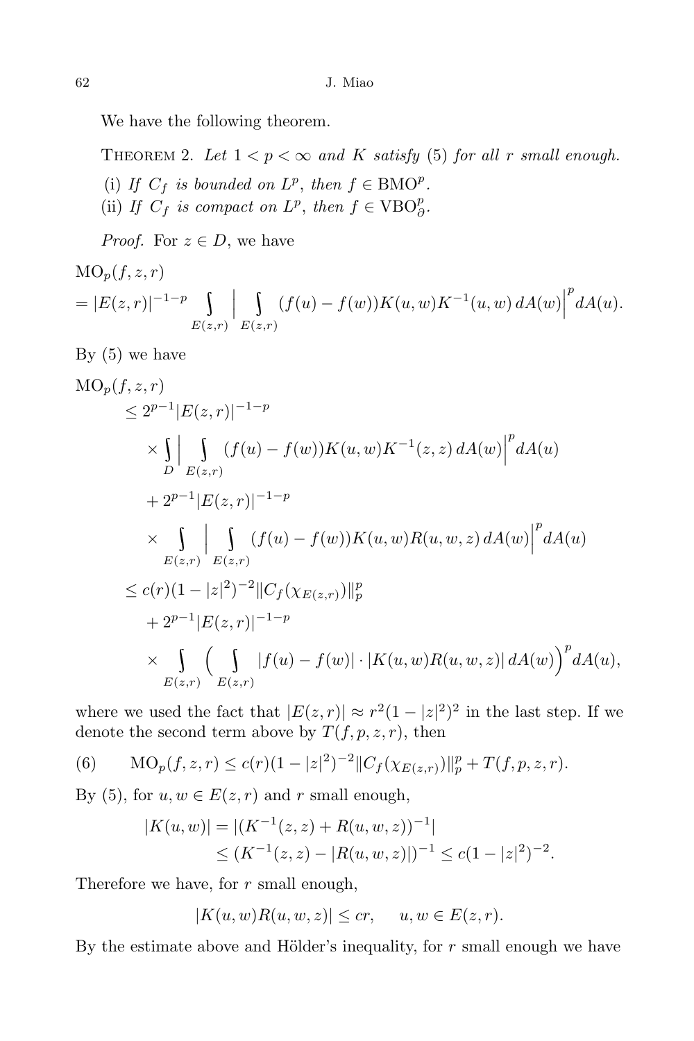We have the following theorem.

THEOREM 2. *Let $1 < p < \infty$ and $K$ satisfy* (5) *for all $r$ small enough.*

(i) *If $C_f$ is bounded on $L^p$, then $f \in \mathrm{BMO}^p$.*

(ii) *If $C_f$ is compact on $L^p$, then $f \in \mathrm{VBO}^p_\partial$.*

*Proof.* For $z \in D$, we have

$$\begin{aligned}
&\mathrm{MO}_p(f,z,r)\\
&= |E(z,r)|^{-1-p} \int_{E(z,r)} \Big| \int_{E(z,r)} (f(u)-f(w))K(u,w)K^{-1}(u,w)\,dA(w)\Big|^p dA(u).
\end{aligned}$$

By (5) we have

$$\begin{aligned}
\mathrm{MO}_p&(f,z,r)\\
&\le 2^{p-1}|E(z,r)|^{-1-p}\\
&\quad \times \int_D \Big| \int_{E(z,r)} (f(u)-f(w))K(u,w)K^{-1}(z,z)\,dA(w)\Big|^p dA(u)\\
&\quad + 2^{p-1}|E(z,r)|^{-1-p}\\
&\quad \times \int_{E(z,r)} \Big| \int_{E(z,r)} (f(u)-f(w))K(u,w)R(u,w,z)\,dA(w)\Big|^p dA(u)\\
&\le c(r)(1-|z|^2)^{-2}\|C_f(\chi_{E(z,r)})\|_p^p\\
&\quad + 2^{p-1}|E(z,r)|^{-1-p}\\
&\quad \times \int_{E(z,r)} \Big( \int_{E(z,r)} |f(u)-f(w)|\cdot|K(u,w)R(u,w,z)|\,dA(w)\Big)^p dA(u),
\end{aligned}$$

where we used the fact that $|E(z,r)| \approx r^2(1-|z|^2)^2$ in the last step. If we denote the second term above by $T(f,p,z,r)$, then

$$\mathrm{MO}_p(f,z,r) \le c(r)(1-|z|^2)^{-2}\|C_f(\chi_{E(z,r)})\|_p^p + T(f,p,z,r). \tag{6}$$

By (5), for $u, w \in E(z,r)$ and $r$ small enough,

$$\begin{aligned}
|K(u,w)| &= |(K^{-1}(z,z) + R(u,w,z))^{-1}|\\
&\le (K^{-1}(z,z) - |R(u,w,z)|)^{-1} \le c(1-|z|^2)^{-2}.
\end{aligned}$$

Therefore we have, for $r$ small enough,

$$|K(u,w)R(u,w,z)| \le cr, \qquad u, w \in E(z,r).$$

By the estimate above and Hölder's inequality, for $r$ small enough we have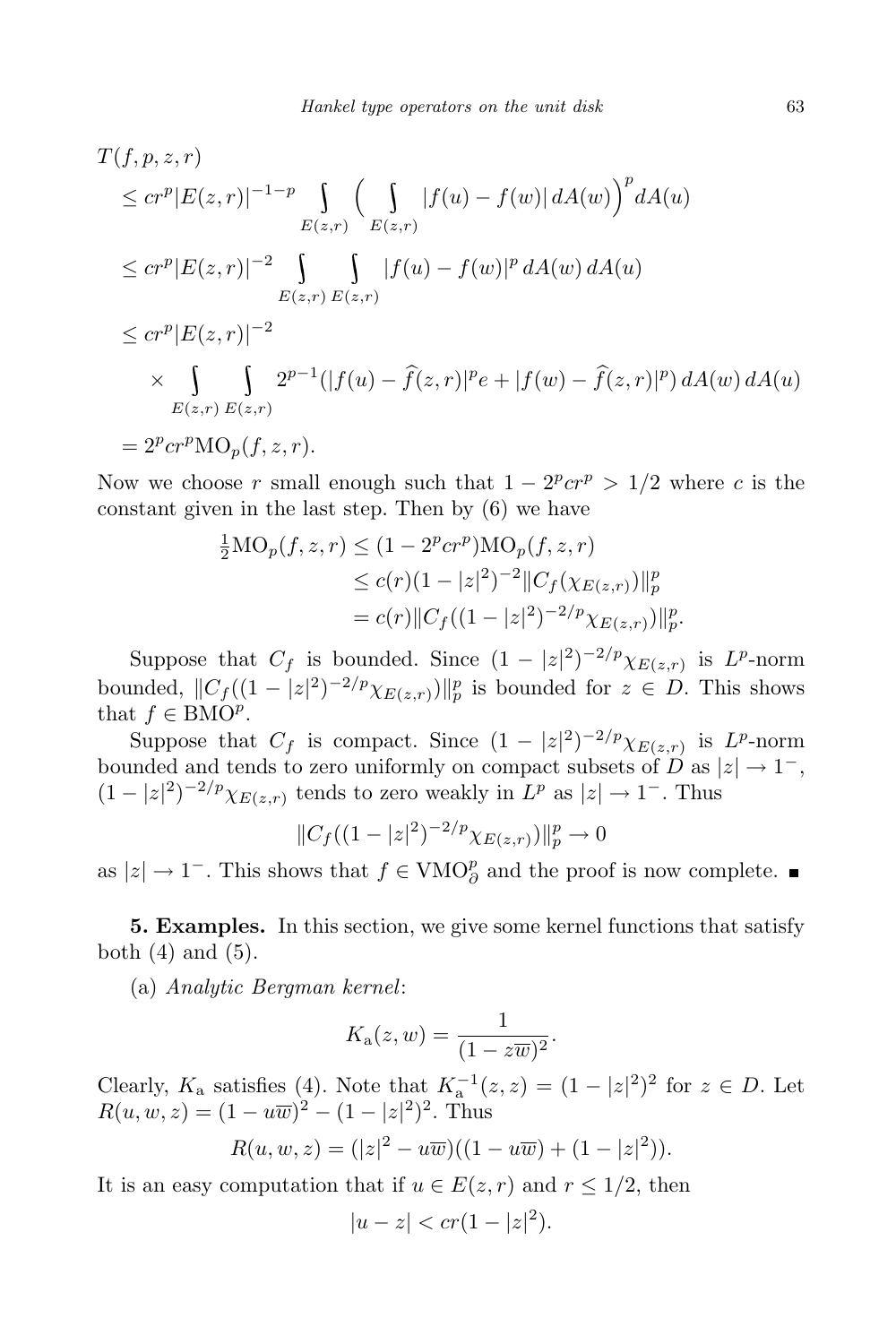$$
\begin{aligned}
&T(f,p,z,r)\\
&\le cr^p|E(z,r)|^{-1-p}\int\limits_{E(z,r)}\Big(\int\limits_{E(z,r)}|f(u)-f(w)|\,dA(w)\Big)^p dA(u)\\
&\le cr^p|E(z,r)|^{-2}\int\limits_{E(z,r)}\int\limits_{E(z,r)}|f(u)-f(w)|^p\,dA(w)\,dA(u)\\
&\le cr^p|E(z,r)|^{-2}\\
&\quad\times\int\limits_{E(z,r)}\int\limits_{E(z,r)}2^{p-1}(|f(u)-\widehat{f}(z,r)|^p e+|f(w)-\widehat{f}(z,r)|^p)\,dA(w)\,dA(u)\\
&=2^p cr^p \mathrm{MO}_p(f,z,r).
\end{aligned}
$$

Now we choose $r$ small enough such that $1-2^p cr^p > 1/2$ where $c$ is the constant given in the last step. Then by (6) we have

$$
\begin{aligned}
\tfrac{1}{2}\mathrm{MO}_p(f,z,r) &\le (1-2^p cr^p)\mathrm{MO}_p(f,z,r)\\
&\le c(r)(1-|z|^2)^{-2}\|C_f(\chi_{E(z,r)})\|_p^p\\
&= c(r)\|C_f((1-|z|^2)^{-2/p}\chi_{E(z,r)})\|_p^p.
\end{aligned}
$$

Suppose that $C_f$ is bounded. Since $(1-|z|^2)^{-2/p}\chi_{E(z,r)}$ is $L^p$-norm bounded, $\|C_f((1-|z|^2)^{-2/p}\chi_{E(z,r)})\|_p^p$ is bounded for $z\in D$. This shows that $f\in \mathrm{BMO}^p$.

Suppose that $C_f$ is compact. Since $(1-|z|^2)^{-2/p}\chi_{E(z,r)}$ is $L^p$-norm bounded and tends to zero uniformly on compact subsets of $D$ as $|z|\to 1^-$, $(1-|z|^2)^{-2/p}\chi_{E(z,r)}$ tends to zero weakly in $L^p$ as $|z|\to 1^-$. Thus

$$
\|C_f((1-|z|^2)^{-2/p}\chi_{E(z,r)})\|_p^p \to 0
$$

as $|z|\to 1^-$. This shows that $f\in \mathrm{VMO}_\partial^p$ and the proof is now complete. ∎

**5. Examples.** In this section, we give some kernel functions that satisfy both (4) and (5).

(a) *Analytic Bergman kernel*:

$$
K_{\mathrm{a}}(z,w)=\frac{1}{(1-z\overline{w})^2}.
$$

Clearly, $K_{\mathrm{a}}$ satisfies (4). Note that $K_{\mathrm{a}}^{-1}(z,z)=(1-|z|^2)^2$ for $z\in D$. Let $R(u,w,z)=(1-u\overline{w})^2-(1-|z|^2)^2$. Thus

$$
R(u,w,z)=(|z|^2-u\overline{w})((1-u\overline{w})+(1-|z|^2)).
$$

It is an easy computation that if $u\in E(z,r)$ and $r\le 1/2$, then

$$
|u-z|<cr(1-|z|^2).
$$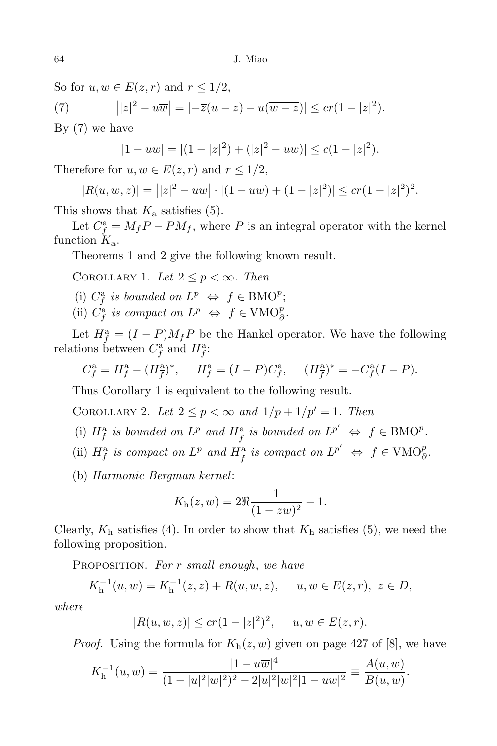So for $u, w \in E(z, r)$ and $r \le 1/2$,

$$\big||z|^2 - u\overline{w}\big| = |-\overline{z}(u - z) - u(\overline{w - z})| \le cr(1 - |z|^2). \tag{7}$$

By (7) we have

$$|1 - u\overline{w}| = |(1 - |z|^2) + (|z|^2 - u\overline{w})| \le c(1 - |z|^2).$$

Therefore for $u, w \in E(z, r)$ and $r \le 1/2$,

$$|R(u, w, z)| = \big||z|^2 - u\overline{w}\big| \cdot |(1 - u\overline{w}) + (1 - |z|^2)| \le cr(1 - |z|^2)^2.$$

This shows that $K_{\mathrm{a}}$ satisfies (5).

Let $C_f^{\mathrm{a}} = M_f P - P M_f$, where $P$ is an integral operator with the kernel function $K_{\mathrm{a}}$.

Theorems 1 and 2 give the following known result.

Corollary 1. *Let $2 \le p < \infty$. Then*

(i) *$C_f^{\mathrm{a}}$ is bounded on $L^p$ $\Leftrightarrow$ $f \in \mathrm{BMO}^p$;*

(ii) *$C_f^{\mathrm{a}}$ is compact on $L^p$ $\Leftrightarrow$ $f \in \mathrm{VMO}_\partial^p$.*

Let $H_f^{\mathrm{a}} = (I - P) M_f P$ be the Hankel operator. We have the following relations between $C_f^{\mathrm{a}}$ and $H_f^{\mathrm{a}}$:

$$C_f^{\mathrm{a}} = H_f^{\mathrm{a}} - (H_{\overline{f}}^{\mathrm{a}})^*, \quad H_f^{\mathrm{a}} = (I - P) C_f^{\mathrm{a}}, \quad (H_{\overline{f}}^{\mathrm{a}})^* = -C_f^{\mathrm{a}}(I - P).$$

Thus Corollary 1 is equivalent to the following result.

Corollary 2. *Let $2 \le p < \infty$ and $1/p + 1/p' = 1$. Then*

(i) *$H_f^{\mathrm{a}}$ is bounded on $L^p$ and $H_{\overline{f}}^{\mathrm{a}}$ is bounded on $L^{p'}$ $\Leftrightarrow$ $f \in \mathrm{BMO}^p$.*

(ii) *$H_f^{\mathrm{a}}$ is compact on $L^p$ and $H_{\overline{f}}^{\mathrm{a}}$ is compact on $L^{p'}$ $\Leftrightarrow$ $f \in \mathrm{VMO}_\partial^p$.*

(b) *Harmonic Bergman kernel*:

$$K_{\mathrm{h}}(z, w) = 2\Re \frac{1}{(1 - z\overline{w})^2} - 1.$$

Clearly, $K_{\mathrm{h}}$ satisfies (4). In order to show that $K_{\mathrm{h}}$ satisfies (5), we need the following proposition.

Proposition. *For $r$ small enough, we have*

$$K_{\mathrm{h}}^{-1}(u, w) = K_{\mathrm{h}}^{-1}(z, z) + R(u, w, z), \quad u, w \in E(z, r),\ z \in D,$$

*where*

$$|R(u, w, z)| \le cr(1 - |z|^2)^2, \quad u, w \in E(z, r).$$

*Proof.* Using the formula for $K_{\mathrm{h}}(z, w)$ given on page 427 of [8], we have

$$K_{\mathrm{h}}^{-1}(u, w) = \frac{|1 - u\overline{w}|^4}{(1 - |u|^2|w|^2)^2 - 2|u|^2|w|^2|1 - u\overline{w}|^2} \equiv \frac{A(u, w)}{B(u, w)}.$$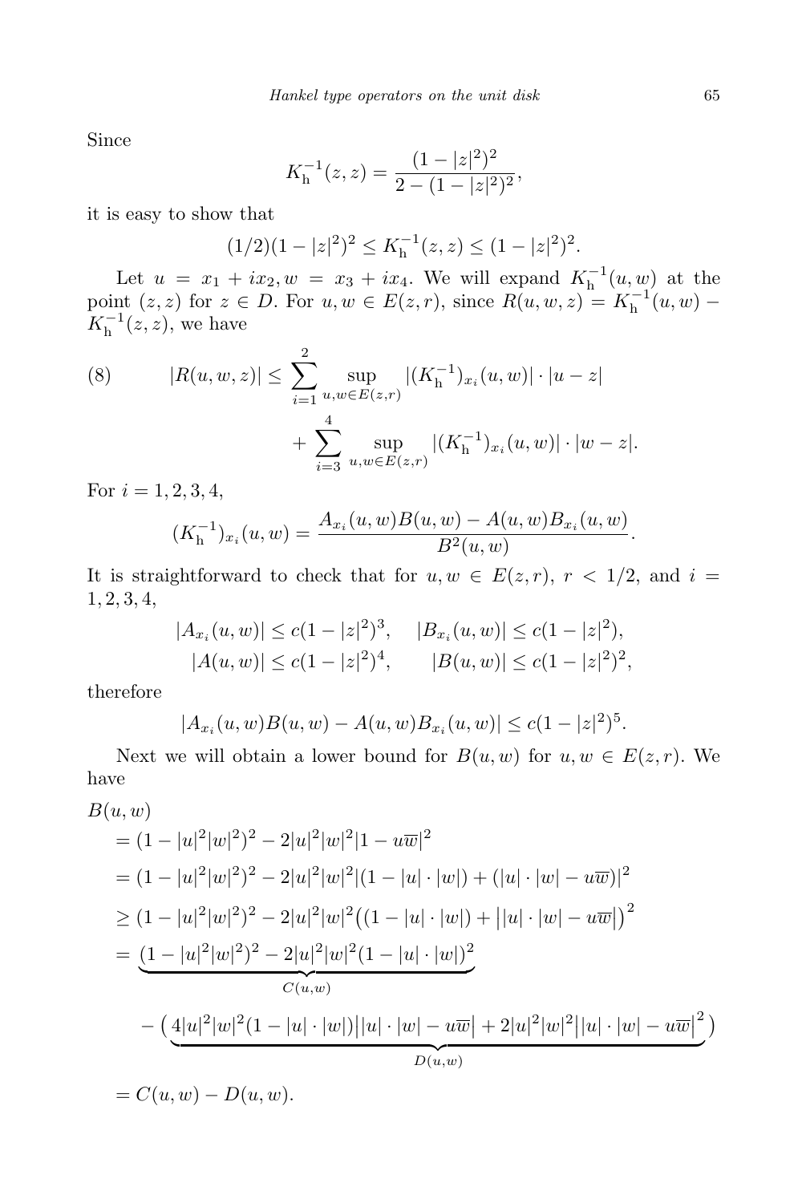Since

$$K_{\mathrm{h}}^{-1}(z,z) = \frac{(1-|z|^2)^2}{2-(1-|z|^2)^2},$$

it is easy to show that

$$(1/2)(1-|z|^2)^2 \le K_{\mathrm{h}}^{-1}(z,z) \le (1-|z|^2)^2.$$

Let $u = x_1 + ix_2, w = x_3 + ix_4$. We will expand $K_{\mathrm{h}}^{-1}(u,w)$ at the point $(z,z)$ for $z \in D$. For $u,w \in E(z,r)$, since $R(u,w,z) = K_{\mathrm{h}}^{-1}(u,w) - K_{\mathrm{h}}^{-1}(z,z)$, we have

$$\tag{8} |R(u,w,z)| \le \sum_{i=1}^{2} \sup_{u,w\in E(z,r)} |(K_{\mathrm{h}}^{-1})_{x_i}(u,w)| \cdot |u-z| + \sum_{i=3}^{4} \sup_{u,w\in E(z,r)} |(K_{\mathrm{h}}^{-1})_{x_i}(u,w)| \cdot |w-z|.$$

For $i = 1,2,3,4$,

$$(K_{\mathrm{h}}^{-1})_{x_i}(u,w) = \frac{A_{x_i}(u,w)B(u,w) - A(u,w)B_{x_i}(u,w)}{B^2(u,w)}.$$

It is straightforward to check that for $u,w \in E(z,r)$, $r < 1/2$, and $i = 1,2,3,4$,

$$|A_{x_i}(u,w)| \le c(1-|z|^2)^3, \quad |B_{x_i}(u,w)| \le c(1-|z|^2),$$
$$|A(u,w)| \le c(1-|z|^2)^4, \quad |B(u,w)| \le c(1-|z|^2)^2,$$

therefore

$$|A_{x_i}(u,w)B(u,w) - A(u,w)B_{x_i}(u,w)| \le c(1-|z|^2)^5.$$

Next we will obtain a lower bound for $B(u,w)$ for $u,w \in E(z,r)$. We have

$$\begin{aligned}
&B(u,w)\\
&= (1-|u|^2|w|^2)^2 - 2|u|^2|w|^2|1-u\overline{w}|^2\\
&= (1-|u|^2|w|^2)^2 - 2|u|^2|w|^2|(1-|u|\cdot|w|) + (|u|\cdot|w| - u\overline{w})|^2\\
&\ge (1-|u|^2|w|^2)^2 - 2|u|^2|w|^2\big((1-|u|\cdot|w|) + \big||u|\cdot|w| - u\overline{w}\big|\big)^2\\
&= \underbrace{(1-|u|^2|w|^2)^2 - 2|u|^2|w|^2(1-|u|\cdot|w|)^2}_{C(u,w)}\\
&\quad - \big(\underbrace{4|u|^2|w|^2(1-|u|\cdot|w|)\big||u|\cdot|w| - u\overline{w}\big| + 2|u|^2|w|^2\big||u|\cdot|w| - u\overline{w}\big|^2}_{D(u,w)}\big)\\
&= C(u,w) - D(u,w).
\end{aligned}$$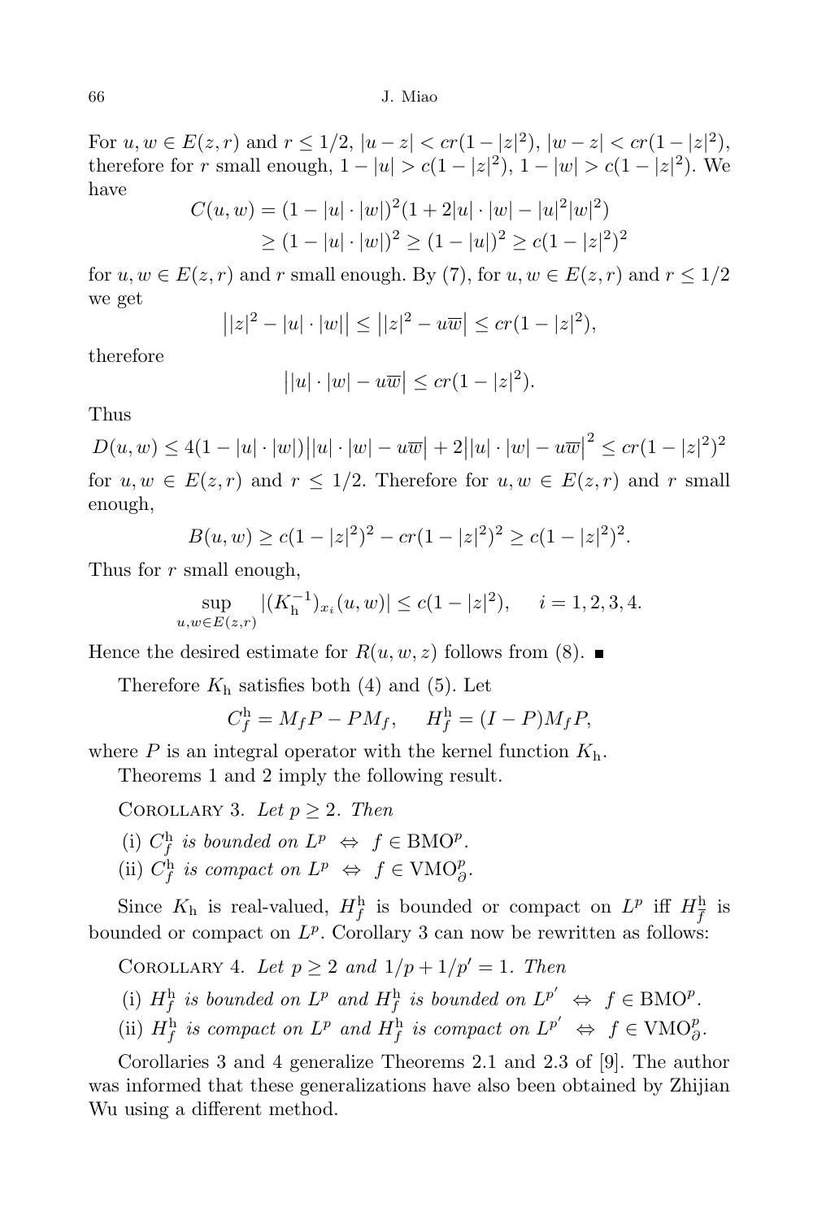For $u, w \in E(z, r)$ and $r \le 1/2$, $|u - z| < cr(1 - |z|^2)$, $|w - z| < cr(1 - |z|^2)$, therefore for $r$ small enough, $1 - |u| > c(1 - |z|^2)$, $1 - |w| > c(1 - |z|^2)$. We have

$$
\begin{aligned}
C(u, w) &= (1 - |u| \cdot |w|)^2(1 + 2|u| \cdot |w| - |u|^2|w|^2) \\
&\ge (1 - |u| \cdot |w|)^2 \ge (1 - |u|)^2 \ge c(1 - |z|^2)^2
\end{aligned}
$$

for $u, w \in E(z, r)$ and $r$ small enough. By (7), for $u, w \in E(z, r)$ and $r \le 1/2$ we get

$$
\big||z|^2 - |u| \cdot |w|\big| \le \big||z|^2 - u\overline{w}\big| \le cr(1 - |z|^2),
$$

therefore

$$
\big||u| \cdot |w| - u\overline{w}\big| \le cr(1 - |z|^2).
$$

Thus

$$
D(u, w) \le 4(1 - |u| \cdot |w|)\big||u| \cdot |w| - u\overline{w}\big| + 2\big||u| \cdot |w| - u\overline{w}\big|^2 \le cr(1 - |z|^2)^2
$$

for $u, w \in E(z, r)$ and $r \le 1/2$. Therefore for $u, w \in E(z, r)$ and $r$ small enough,

$$
B(u, w) \ge c(1 - |z|^2)^2 - cr(1 - |z|^2)^2 \ge c(1 - |z|^2)^2.
$$

Thus for $r$ small enough,

$$
\sup_{u, w \in E(z, r)} |(K_{\mathrm{h}}^{-1})_{x_i}(u, w)| \le c(1 - |z|^2), \quad i = 1, 2, 3, 4.
$$

Hence the desired estimate for $R(u, w, z)$ follows from (8). ■

Therefore $K_{\mathrm{h}}$ satisfies both (4) and (5). Let

$$
C_f^{\mathrm{h}} = M_f P - P M_f, \quad H_f^{\mathrm{h}} = (I - P) M_f P,
$$

where $P$ is an integral operator with the kernel function $K_{\mathrm{h}}$.

Theorems 1 and 2 imply the following result.

Corollary 3. *Let $p \ge 2$. Then*

(i) *$C_f^{\mathrm{h}}$ is bounded on $L^p$ $\Leftrightarrow$ $f \in \mathrm{BMO}^p$.*
(ii) *$C_f^{\mathrm{h}}$ is compact on $L^p$ $\Leftrightarrow$ $f \in \mathrm{VMO}_\partial^p$.*

Since $K_{\mathrm{h}}$ is real-valued, $H_{\overline{f}}^{\mathrm{h}}$ is bounded or compact on $L^p$ iff $H_f^{\mathrm{h}}$ is bounded or compact on $L^p$. Corollary 3 can now be rewritten as follows:

Corollary 4. *Let $p \ge 2$ and $1/p + 1/p' = 1$. Then*

(i) *$H_f^{\mathrm{h}}$ is bounded on $L^p$ and $H_{\overline{f}}^{\mathrm{h}}$ is bounded on $L^{p'}$ $\Leftrightarrow$ $f \in \mathrm{BMO}^p$.*
(ii) *$H_f^{\mathrm{h}}$ is compact on $L^p$ and $H_{\overline{f}}^{\mathrm{h}}$ is compact on $L^{p'}$ $\Leftrightarrow$ $f \in \mathrm{VMO}_\partial^p$.*

Corollaries 3 and 4 generalize Theorems 2.1 and 2.3 of [9]. The author was informed that these generalizations have also been obtained by Zhijian Wu using a different method.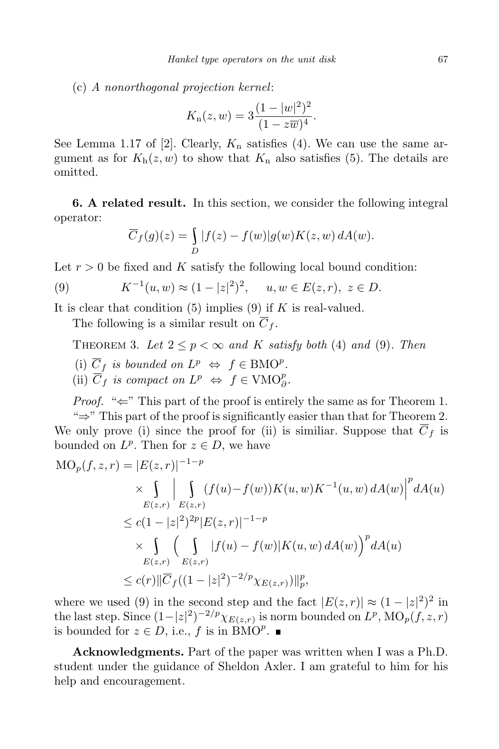(c) *A nonorthogonal projection kernel*:

$$K_{\mathrm{n}}(z,w) = 3\frac{(1-|w|^2)^2}{(1-z\overline{w})^4}.$$

See Lemma 1.17 of [2]. Clearly, $K_{\mathrm{n}}$ satisfies (4). We can use the same argument as for $K_{\mathrm{h}}(z,w)$ to show that $K_{\mathrm{n}}$ also satisfies (5). The details are omitted.

**6. A related result.** In this section, we consider the following integral operator:

$$\overline{C}_f(g)(z) = \int_D |f(z)-f(w)| g(w) K(z,w)\, dA(w).$$

Let $r>0$ be fixed and $K$ satisfy the following local bound condition:

$$K^{-1}(u,w) \approx (1-|z|^2)^2, \quad u,w \in E(z,r),\ z \in D. \tag{9}$$

It is clear that condition (5) implies (9) if $K$ is real-valued.

The following is a similar result on $\overline{C}_f$.

Theorem 3. *Let $2 \le p < \infty$ and $K$ satisfy both* (4) *and* (9). *Then*

(i) *$\overline{C}_f$ is bounded on $L^p$ $\Leftrightarrow$ $f \in \mathrm{BMO}^p$.*

(ii) *$\overline{C}_f$ is compact on $L^p$ $\Leftrightarrow$ $f \in \mathrm{VMO}^p_\partial$.*

*Proof.* "$\Leftarrow$" This part of the proof is entirely the same as for Theorem 1.

"$\Rightarrow$" This part of the proof is significantly easier than that for Theorem 2. We only prove (i) since the proof for (ii) is similiar. Suppose that $\overline{C}_f$ is bounded on $L^p$. Then for $z \in D$, we have

$$\begin{aligned}
\mathrm{MO}_p(f,z,r) &= |E(z,r)|^{-1-p} \\
&\quad \times \int_{E(z,r)} \Big| \int_{E(z,r)} (f(u)-f(w))K(u,w)K^{-1}(u,w)\, dA(w)\Big|^p dA(u) \\
&\le c(1-|z|^2)^{2p}|E(z,r)|^{-1-p} \\
&\quad \times \int_{E(z,r)} \Big( \int_{E(z,r)} |f(u)-f(w)|K(u,w)\, dA(w)\Big)^p dA(u) \\
&\le c(r)\|\overline{C}_f((1-|z|^2)^{-2/p}\chi_{E(z,r)})\|_p^p,
\end{aligned}$$

where we used (9) in the second step and the fact $|E(z,r)| \approx (1-|z|^2)^2$ in the last step. Since $(1-|z|^2)^{-2/p}\chi_{E(z,r)}$ is norm bounded on $L^p$, $\mathrm{MO}_p(f,z,r)$ is bounded for $z \in D$, i.e., $f$ is in $\mathrm{BMO}^p$. ∎

**Acknowledgments.** Part of the paper was written when I was a Ph.D. student under the guidance of Sheldon Axler. I am grateful to him for his help and encouragement.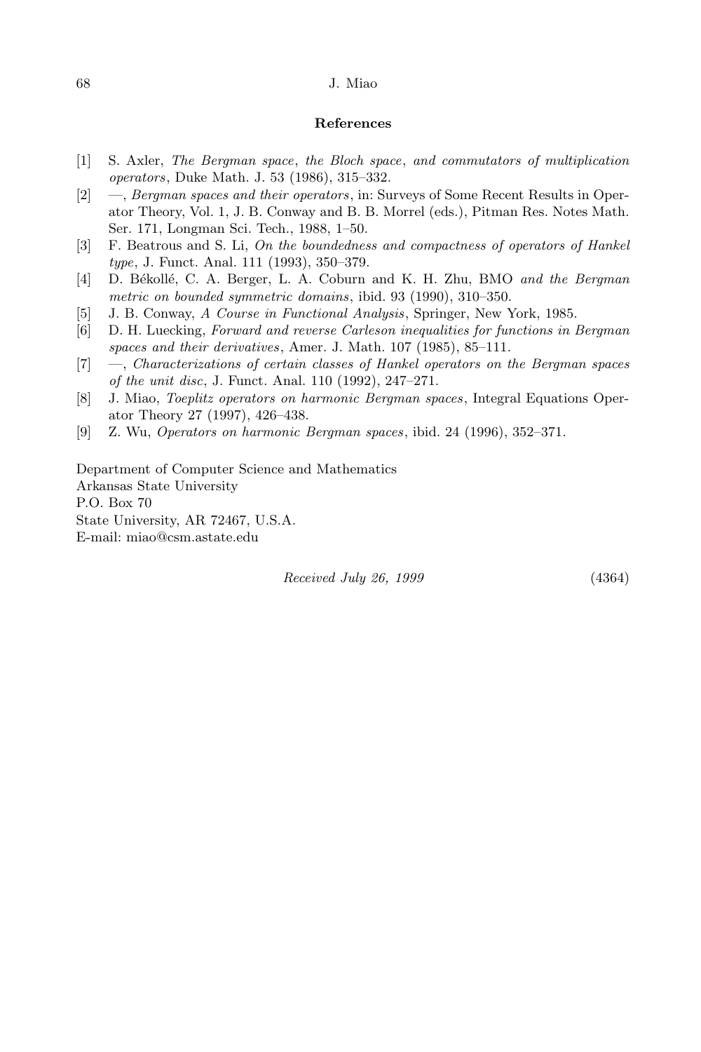## References

[1] S. Axler, *The Bergman space*, *the Bloch space*, *and commutators of multiplication operators*, Duke Math. J. 53 (1986), 315–332.

[2] —, *Bergman spaces and their operators*, in: Surveys of Some Recent Results in Operator Theory, Vol. 1, J. B. Conway and B. B. Morrel (eds.), Pitman Res. Notes Math. Ser. 171, Longman Sci. Tech., 1988, 1–50.

[3] F. Beatrous and S. Li, *On the boundedness and compactness of operators of Hankel type*, J. Funct. Anal. 111 (1993), 350–379.

[4] D. Békollé, C. A. Berger, L. A. Coburn and K. H. Zhu, BMO *and the Bergman metric on bounded symmetric domains*, ibid. 93 (1990), 310–350.

[5] J. B. Conway, *A Course in Functional Analysis*, Springer, New York, 1985.

[6] D. H. Luecking, *Forward and reverse Carleson inequalities for functions in Bergman spaces and their derivatives*, Amer. J. Math. 107 (1985), 85–111.

[7] —, *Characterizations of certain classes of Hankel operators on the Bergman spaces of the unit disc*, J. Funct. Anal. 110 (1992), 247–271.

[8] J. Miao, *Toeplitz operators on harmonic Bergman spaces*, Integral Equations Operator Theory 27 (1997), 426–438.

[9] Z. Wu, *Operators on harmonic Bergman spaces*, ibid. 24 (1996), 352–371.

Department of Computer Science and Mathematics
Arkansas State University
P.O. Box 70
State University, AR 72467, U.S.A.
E-mail: miao@csm.astate.edu

*Received July 26, 1999* (4364)